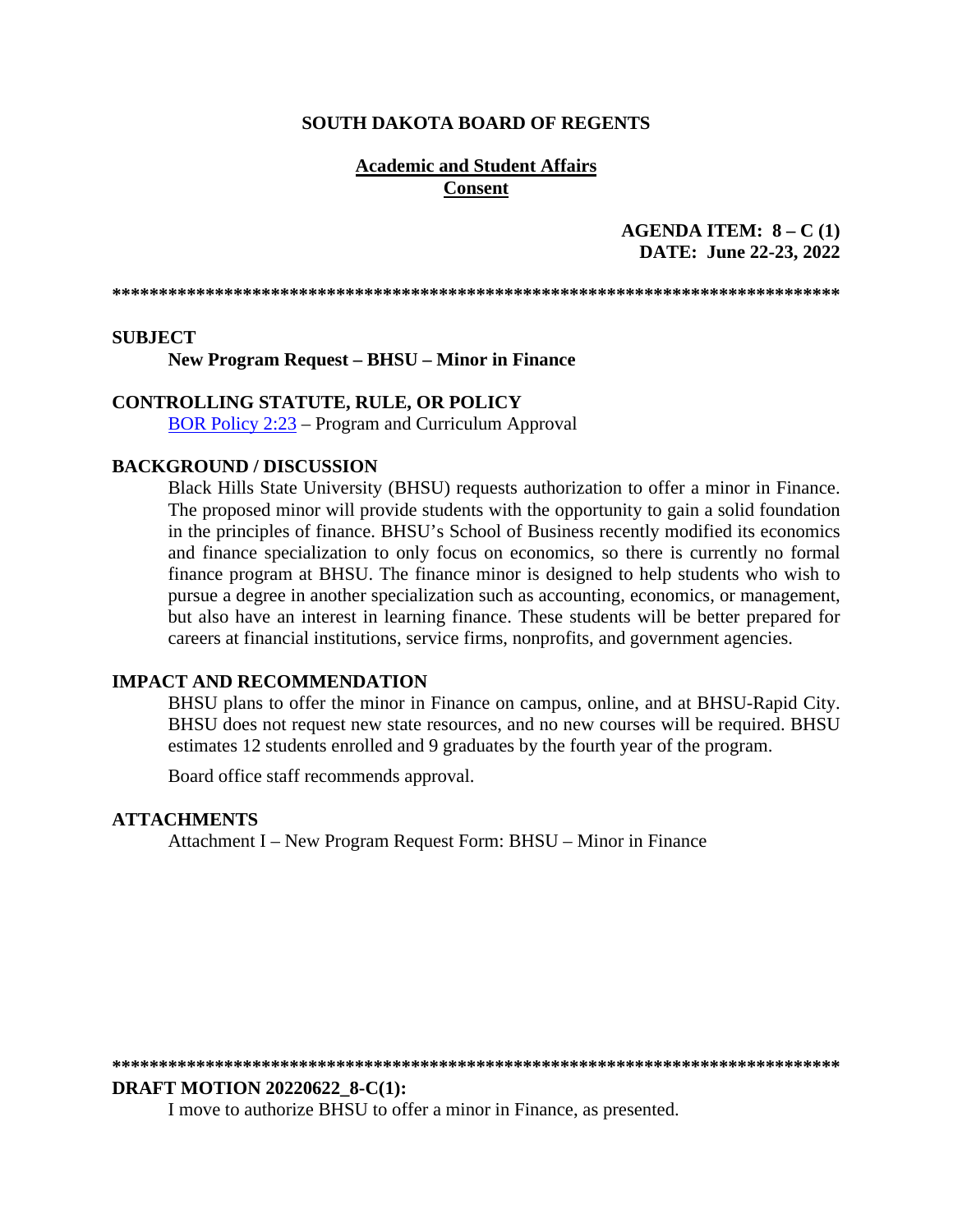**SOUTH DAKOTA BOARD OF REGENTS**

**Academic and Student Affairs**
**Consent**

**AGENDA ITEM: 8 – C (1)**
**DATE: June 22-23, 2022**

******************************************************************************

**SUBJECT**

**New Program Request – BHSU – Minor in Finance**

**CONTROLLING STATUTE, RULE, OR POLICY**

BOR Policy 2:23 – Program and Curriculum Approval

**BACKGROUND / DISCUSSION**

Black Hills State University (BHSU) requests authorization to offer a minor in Finance. The proposed minor will provide students with the opportunity to gain a solid foundation in the principles of finance. BHSU's School of Business recently modified its economics and finance specialization to only focus on economics, so there is currently no formal finance program at BHSU. The finance minor is designed to help students who wish to pursue a degree in another specialization such as accounting, economics, or management, but also have an interest in learning finance. These students will be better prepared for careers at financial institutions, service firms, nonprofits, and government agencies.

**IMPACT AND RECOMMENDATION**

BHSU plans to offer the minor in Finance on campus, online, and at BHSU-Rapid City. BHSU does not request new state resources, and no new courses will be required. BHSU estimates 12 students enrolled and 9 graduates by the fourth year of the program.

Board office staff recommends approval.

**ATTACHMENTS**

Attachment I – New Program Request Form: BHSU – Minor in Finance

******************************************************************************

**DRAFT MOTION 20220622_8-C(1):**

I move to authorize BHSU to offer a minor in Finance, as presented.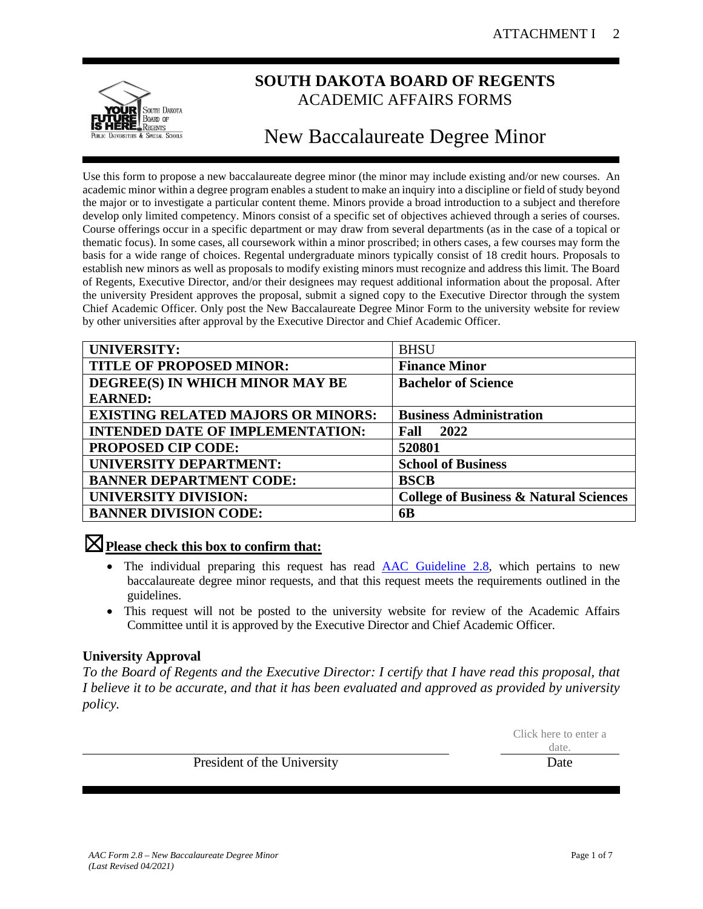# SOUTH DAKOTA BOARD OF REGENTS

## ACADEMIC AFFAIRS FORMS

# New Baccalaureate Degree Minor

Use this form to propose a new baccalaureate degree minor (the minor may include existing and/or new courses. An academic minor within a degree program enables a student to make an inquiry into a discipline or field of study beyond the major or to investigate a particular content theme. Minors provide a broad introduction to a subject and therefore develop only limited competency. Minors consist of a specific set of objectives achieved through a series of courses. Course offerings occur in a specific department or may draw from several departments (as in the case of a topical or thematic focus). In some cases, all coursework within a minor proscribed; in others cases, a few courses may form the basis for a wide range of choices. Regental undergraduate minors typically consist of 18 credit hours. Proposals to establish new minors as well as proposals to modify existing minors must recognize and address this limit. The Board of Regents, Executive Director, and/or their designees may request additional information about the proposal. After the university President approves the proposal, submit a signed copy to the Executive Director through the system Chief Academic Officer. Only post the New Baccalaureate Degree Minor Form to the university website for review by other universities after approval by the Executive Director and Chief Academic Officer.

| | |
|---|---|
| **UNIVERSITY:** | BHSU |
| **TITLE OF PROPOSED MINOR:** | **Finance Minor** |
| **DEGREE(S) IN WHICH MINOR MAY BE EARNED:** | **Bachelor of Science** |
| **EXISTING RELATED MAJORS OR MINORS:** | **Business Administration** |
| **INTENDED DATE OF IMPLEMENTATION:** | **Fall 2022** |
| **PROPOSED CIP CODE:** | **520801** |
| **UNIVERSITY DEPARTMENT:** | **School of Business** |
| **BANNER DEPARTMENT CODE:** | **BSCB** |
| **UNIVERSITY DIVISION:** | **College of Business & Natural Sciences** |
| **BANNER DIVISION CODE:** | **6B** |

☒ **Please check this box to confirm that:**

- The individual preparing this request has read AAC Guideline 2.8, which pertains to new baccalaureate degree minor requests, and that this request meets the requirements outlined in the guidelines.
- This request will not be posted to the university website for review of the Academic Affairs Committee until it is approved by the Executive Director and Chief Academic Officer.

**University Approval**

*To the Board of Regents and the Executive Director: I certify that I have read this proposal, that I believe it to be accurate, and that it has been evaluated and approved as provided by university policy.*

President of the University — Click here to enter a date. Date

AAC Form 2.8 – New Baccalaureate Degree Minor
(Last Revised 04/2021)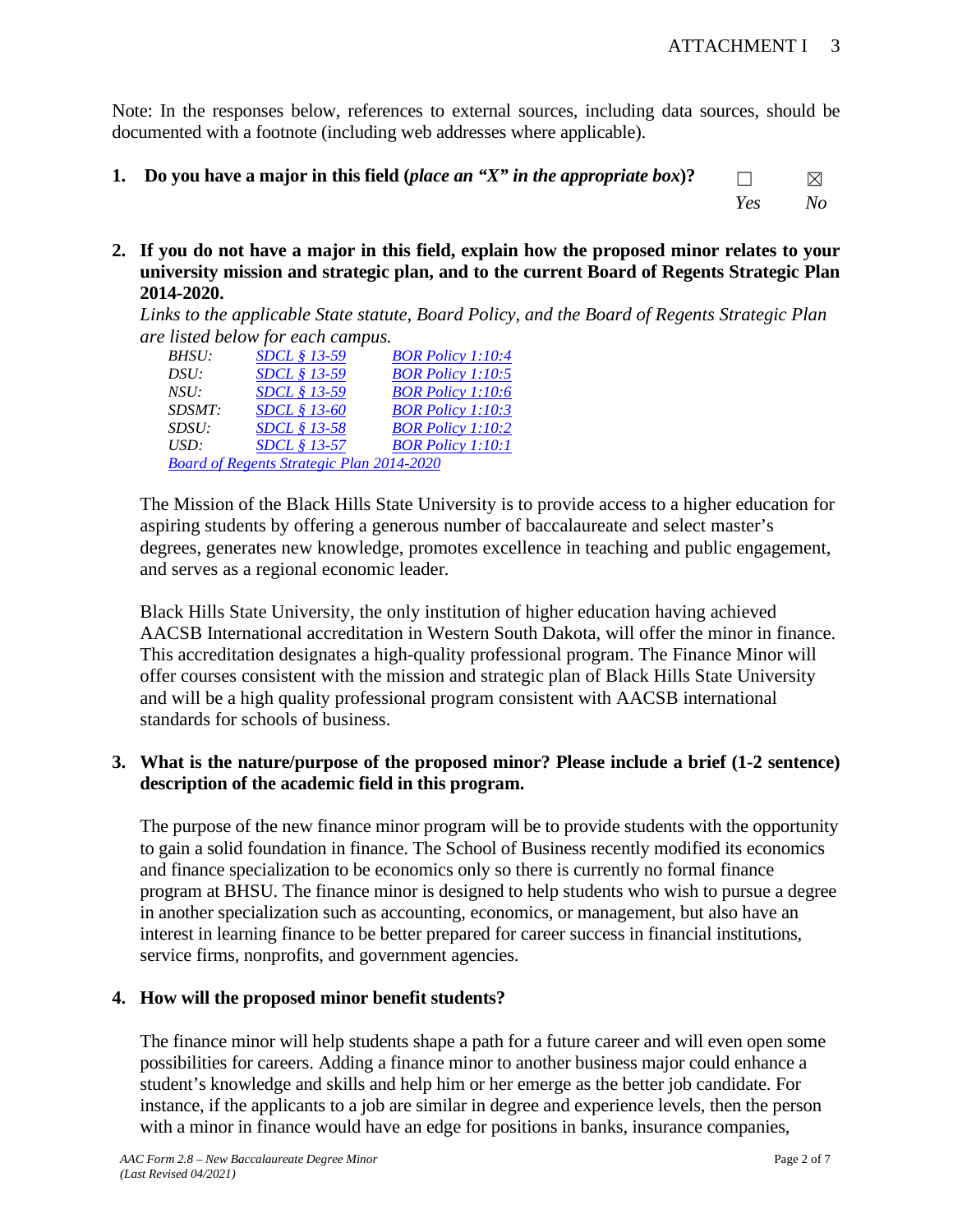Note: In the responses below, references to external sources, including data sources, should be documented with a footnote (including web addresses where applicable).

**1. Do you have a major in this field (*place an "X" in the appropriate box*)?** ☐ *Yes* ☒ *No*

**2. If you do not have a major in this field, explain how the proposed minor relates to your university mission and strategic plan, and to the current Board of Regents Strategic Plan 2014-2020.**

*Links to the applicable State statute, Board Policy, and the Board of Regents Strategic Plan are listed below for each campus.*

| | | |
|---|---|---|
| *BHSU:* | *SDCL § 13-59* | *BOR Policy 1:10:4* |
| *DSU:* | *SDCL § 13-59* | *BOR Policy 1:10:5* |
| *NSU:* | *SDCL § 13-59* | *BOR Policy 1:10:6* |
| *SDSMT:* | *SDCL § 13-60* | *BOR Policy 1:10:3* |
| *SDSU:* | *SDCL § 13-58* | *BOR Policy 1:10:2* |
| *USD:* | *SDCL § 13-57* | *BOR Policy 1:10:1* |

*Board of Regents Strategic Plan 2014-2020*

The Mission of the Black Hills State University is to provide access to a higher education for aspiring students by offering a generous number of baccalaureate and select master's degrees, generates new knowledge, promotes excellence in teaching and public engagement, and serves as a regional economic leader.

Black Hills State University, the only institution of higher education having achieved AACSB International accreditation in Western South Dakota, will offer the minor in finance. This accreditation designates a high-quality professional program. The Finance Minor will offer courses consistent with the mission and strategic plan of Black Hills State University and will be a high quality professional program consistent with AACSB international standards for schools of business.

**3. What is the nature/purpose of the proposed minor? Please include a brief (1-2 sentence) description of the academic field in this program.**

The purpose of the new finance minor program will be to provide students with the opportunity to gain a solid foundation in finance. The School of Business recently modified its economics and finance specialization to be economics only so there is currently no formal finance program at BHSU. The finance minor is designed to help students who wish to pursue a degree in another specialization such as accounting, economics, or management, but also have an interest in learning finance to be better prepared for career success in financial institutions, service firms, nonprofits, and government agencies.

**4. How will the proposed minor benefit students?**

The finance minor will help students shape a path for a future career and will even open some possibilities for careers. Adding a finance minor to another business major could enhance a student's knowledge and skills and help him or her emerge as the better job candidate. For instance, if the applicants to a job are similar in degree and experience levels, then the person with a minor in finance would have an edge for positions in banks, insurance companies,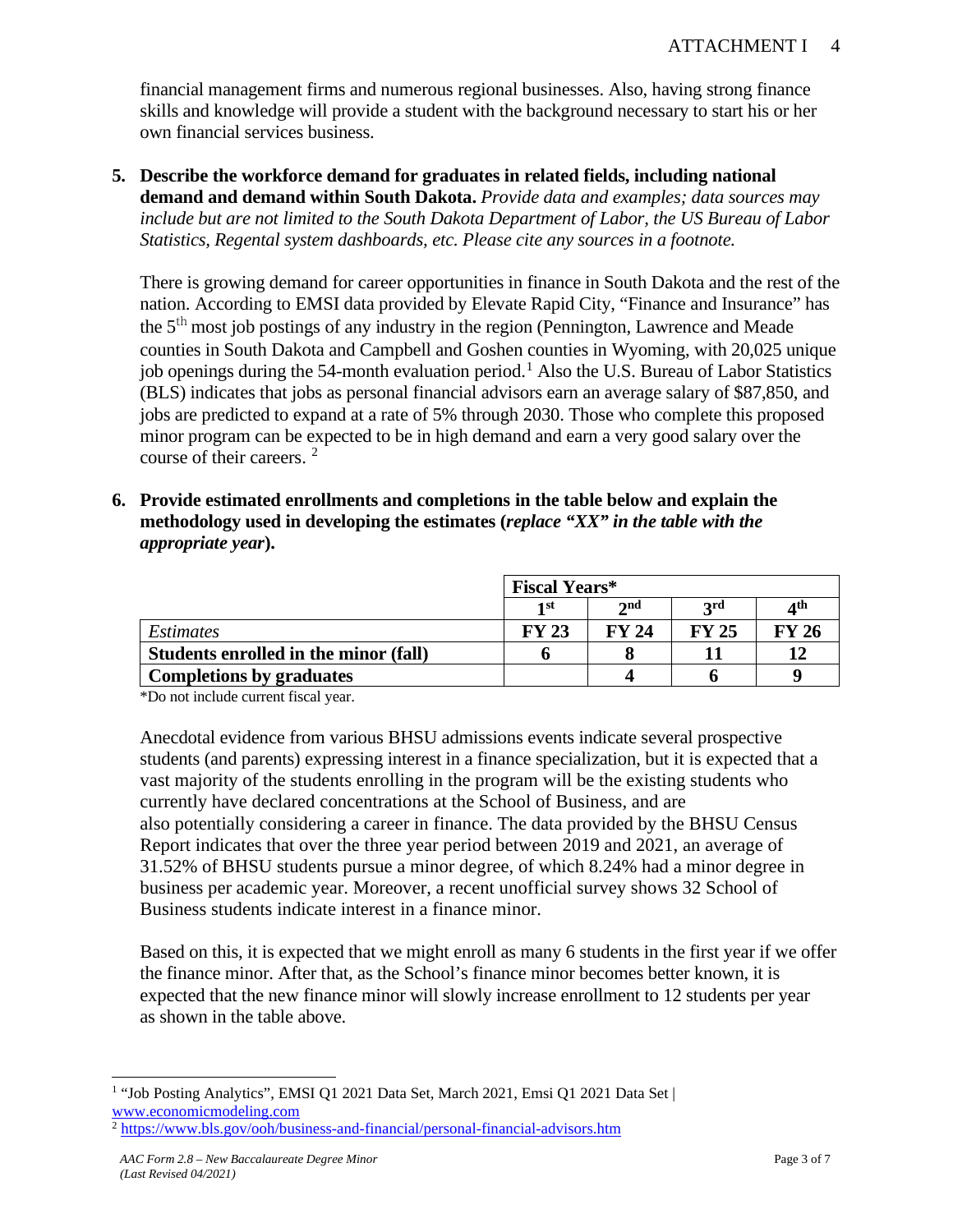financial management firms and numerous regional businesses. Also, having strong finance skills and knowledge will provide a student with the background necessary to start his or her own financial services business.

5. **Describe the workforce demand for graduates in related fields, including national demand and demand within South Dakota.** *Provide data and examples; data sources may include but are not limited to the South Dakota Department of Labor, the US Bureau of Labor Statistics, Regental system dashboards, etc. Please cite any sources in a footnote.*

   There is growing demand for career opportunities in finance in South Dakota and the rest of the nation. According to EMSI data provided by Elevate Rapid City, "Finance and Insurance" has the 5th most job postings of any industry in the region (Pennington, Lawrence and Meade counties in South Dakota and Campbell and Goshen counties in Wyoming, with 20,025 unique job openings during the 54-month evaluation period.[1] Also the U.S. Bureau of Labor Statistics (BLS) indicates that jobs as personal financial advisors earn an average salary of $87,850, and jobs are predicted to expand at a rate of 5% through 2030. Those who complete this proposed minor program can be expected to be in high demand and earn a very good salary over the course of their careers. [2]

6. **Provide estimated enrollments and completions in the table below and explain the methodology used in developing the estimates (*replace "XX" in the table with the appropriate year*).**

| | **Fiscal Years*** | | | |
|---|---|---|---|---|
| | **1st** | **2nd** | **3rd** | **4th** |
| *Estimates* | **FY 23** | **FY 24** | **FY 25** | **FY 26** |
| **Students enrolled in the minor (fall)** | **6** | **8** | **11** | **12** |
| **Completions by graduates** | | **4** | **6** | **9** |

*Do not include current fiscal year.

Anecdotal evidence from various BHSU admissions events indicate several prospective students (and parents) expressing interest in a finance specialization, but it is expected that a vast majority of the students enrolling in the program will be the existing students who currently have declared concentrations at the School of Business, and are also potentially considering a career in finance. The data provided by the BHSU Census Report indicates that over the three year period between 2019 and 2021, an average of 31.52% of BHSU students pursue a minor degree, of which 8.24% had a minor degree in business per academic year. Moreover, a recent unofficial survey shows 32 School of Business students indicate interest in a finance minor.

Based on this, it is expected that we might enroll as many 6 students in the first year if we offer the finance minor. After that, as the School's finance minor becomes better known, it is expected that the new finance minor will slowly increase enrollment to 12 students per year as shown in the table above.

---

[1] "Job Posting Analytics", EMSI Q1 2021 Data Set, March 2021, Emsi Q1 2021 Data Set | www.economicmodeling.com

[2] https://www.bls.gov/ooh/business-and-financial/personal-financial-advisors.htm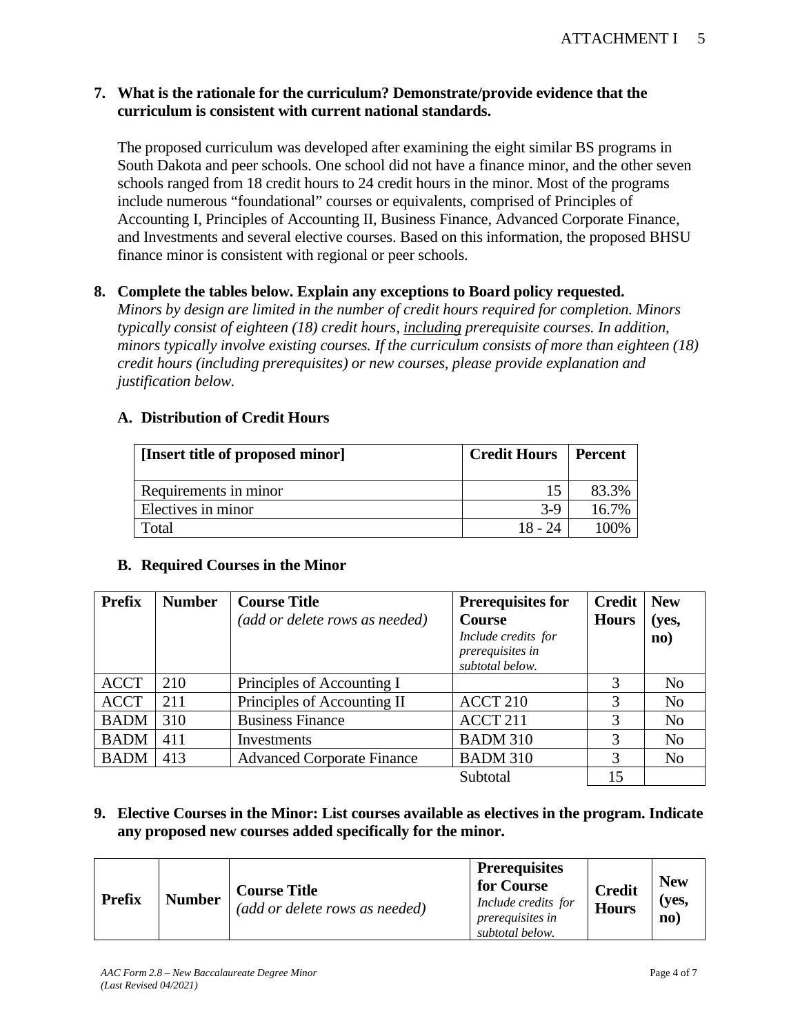**7. What is the rationale for the curriculum? Demonstrate/provide evidence that the curriculum is consistent with current national standards.**

The proposed curriculum was developed after examining the eight similar BS programs in South Dakota and peer schools. One school did not have a finance minor, and the other seven schools ranged from 18 credit hours to 24 credit hours in the minor. Most of the programs include numerous "foundational" courses or equivalents, comprised of Principles of Accounting I, Principles of Accounting II, Business Finance, Advanced Corporate Finance, and Investments and several elective courses. Based on this information, the proposed BHSU finance minor is consistent with regional or peer schools.

**8. Complete the tables below. Explain any exceptions to Board policy requested.**

*Minors by design are limited in the number of credit hours required for completion. Minors typically consist of eighteen (18) credit hours, including prerequisite courses. In addition, minors typically involve existing courses. If the curriculum consists of more than eighteen (18) credit hours (including prerequisites) or new courses, please provide explanation and justification below.*

**A. Distribution of Credit Hours**

| [Insert title of proposed minor] | Credit Hours | Percent |
|---|---|---|
| Requirements in minor | 15 | 83.3% |
| Electives in minor | 3-9 | 16.7% |
| Total | 18 - 24 | 100% |

**B. Required Courses in the Minor**

| Prefix | Number | Course Title *(add or delete rows as needed)* | Prerequisites for Course *Include credits for prerequisites in subtotal below.* | Credit Hours | New (yes, no) |
|---|---|---|---|---|---|
| ACCT | 210 | Principles of Accounting I | | 3 | No |
| ACCT | 211 | Principles of Accounting II | ACCT 210 | 3 | No |
| BADM | 310 | Business Finance | ACCT 211 | 3 | No |
| BADM | 411 | Investments | BADM 310 | 3 | No |
| BADM | 413 | Advanced Corporate Finance | BADM 310 | 3 | No |
| | | | Subtotal | 15 | |

**9. Elective Courses in the Minor: List courses available as electives in the program. Indicate any proposed new courses added specifically for the minor.**

| Prefix | Number | Course Title *(add or delete rows as needed)* | Prerequisites for Course *Include credits for prerequisites in subtotal below.* | Credit Hours | New (yes, no) |
|---|---|---|---|---|---|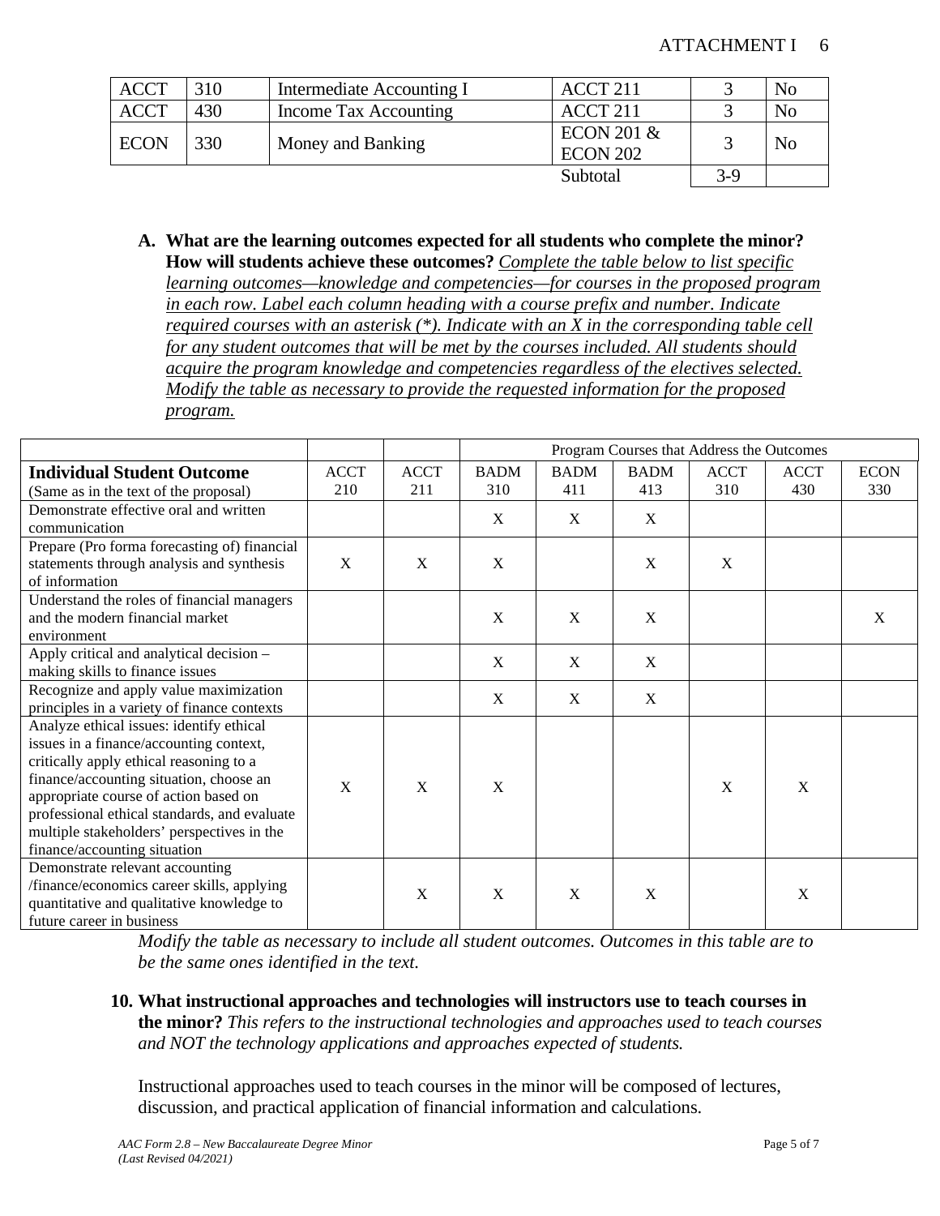| ACCT | 310 | Intermediate Accounting I | ACCT 211 | 3 | No |
|---|---|---|---|---|---|
| ACCT | 430 | Income Tax Accounting | ACCT 211 | 3 | No |
| ECON | 330 | Money and Banking | ECON 201 & ECON 202 | 3 | No |
| | | | Subtotal | 3-9 | |

**A. What are the learning outcomes expected for all students who complete the minor? How will students achieve these outcomes?** *Complete the table below to list specific learning outcomes—knowledge and competencies—for courses in the proposed program in each row. Label each column heading with a course prefix and number. Indicate required courses with an asterisk (*). Indicate with an X in the corresponding table cell for any student outcomes that will be met by the courses included. All students should acquire the program knowledge and competencies regardless of the electives selected. Modify the table as necessary to provide the requested information for the proposed program.*

| | | | Program Courses that Address the Outcomes | | | | | |
|---|---|---|---|---|---|---|---|---|
| **Individual Student Outcome** (Same as in the text of the proposal) | ACCT 210 | ACCT 211 | BADM 310 | BADM 411 | BADM 413 | ACCT 310 | ACCT 430 | ECON 330 |
| Demonstrate effective oral and written communication | | | X | X | X | | | |
| Prepare (Pro forma forecasting of) financial statements through analysis and synthesis of information | X | X | X | | X | X | | |
| Understand the roles of financial managers and the modern financial market environment | | | X | X | X | | | X |
| Apply critical and analytical decision – making skills to finance issues | | | X | X | X | | | |
| Recognize and apply value maximization principles in a variety of finance contexts | | | X | X | X | | | |
| Analyze ethical issues: identify ethical issues in a finance/accounting context, critically apply ethical reasoning to a finance/accounting situation, choose an appropriate course of action based on professional ethical standards, and evaluate multiple stakeholders' perspectives in the finance/accounting situation | X | X | X | | | X | X | |
| Demonstrate relevant accounting /finance/economics career skills, applying quantitative and qualitative knowledge to future career in business | | X | X | X | X | | X | |

*Modify the table as necessary to include all student outcomes. Outcomes in this table are to be the same ones identified in the text.*

**10. What instructional approaches and technologies will instructors use to teach courses in the minor?** *This refers to the instructional technologies and approaches used to teach courses and NOT the technology applications and approaches expected of students.*

Instructional approaches used to teach courses in the minor will be composed of lectures, discussion, and practical application of financial information and calculations.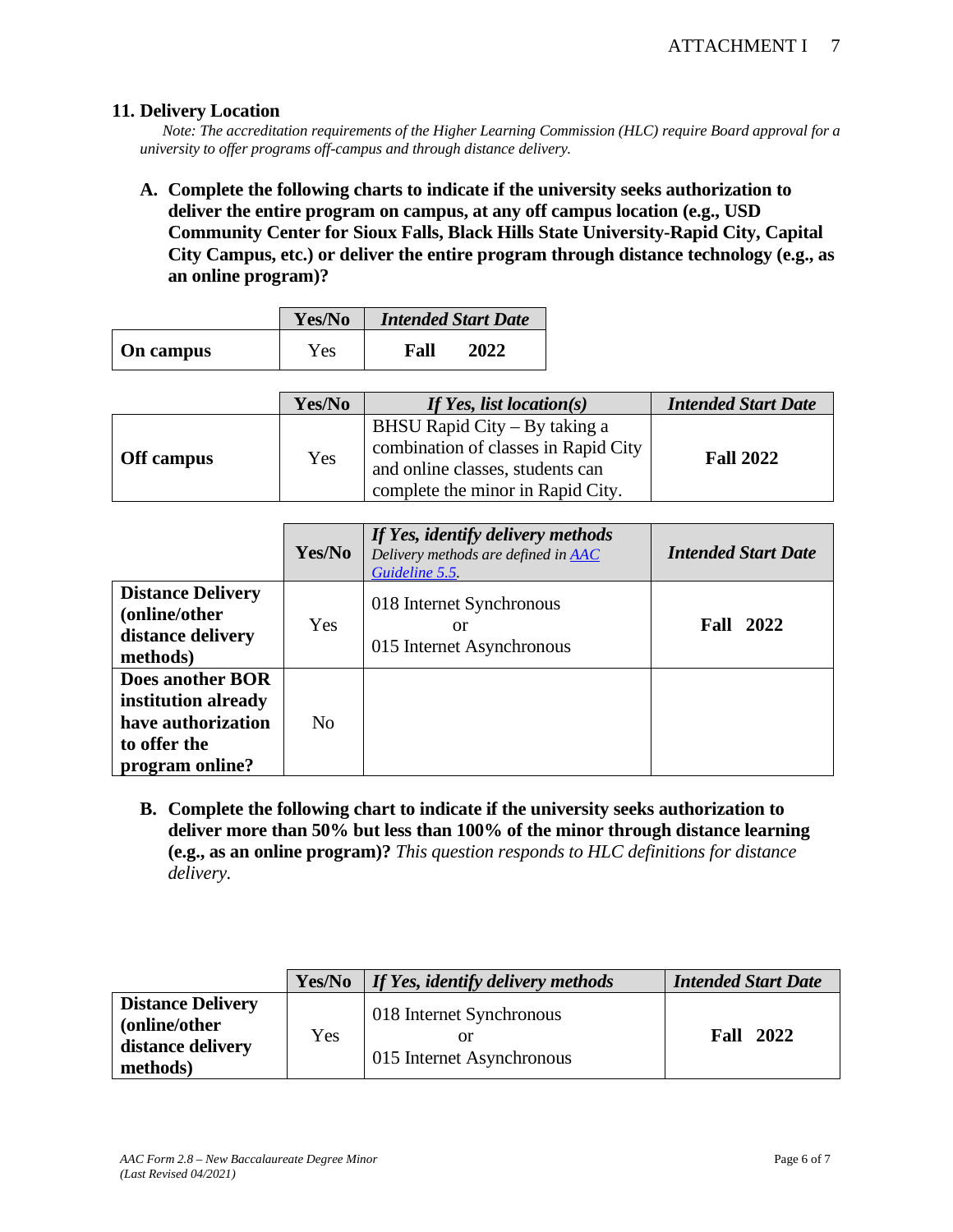### 11. Delivery Location

*Note: The accreditation requirements of the Higher Learning Commission (HLC) require Board approval for a university to offer programs off-campus and through distance delivery.*

**A. Complete the following charts to indicate if the university seeks authorization to deliver the entire program on campus, at any off campus location (e.g., USD Community Center for Sioux Falls, Black Hills State University-Rapid City, Capital City Campus, etc.) or deliver the entire program through distance technology (e.g., as an online program)?**

| | **Yes/No** | ***Intended Start Date*** |
|---|---|---|
| **On campus** | Yes | **Fall 2022** |

| | **Yes/No** | ***If Yes, list location(s)*** | ***Intended Start Date*** |
|---|---|---|---|
| **Off campus** | Yes | BHSU Rapid City – By taking a combination of classes in Rapid City and online classes, students can complete the minor in Rapid City. | **Fall 2022** |

| | **Yes/No** | ***If Yes, identify delivery methods*** *Delivery methods are defined in [AAC Guideline 5.5](AAC Guideline 5.5).* | ***Intended Start Date*** |
|---|---|---|---|
| **Distance Delivery (online/other distance delivery methods)** | Yes | 018 Internet Synchronous or 015 Internet Asynchronous | **Fall 2022** |
| **Does another BOR institution already have authorization to offer the program online?** | No | | |

**B. Complete the following chart to indicate if the university seeks authorization to deliver more than 50% but less than 100% of the minor through distance learning (e.g., as an online program)?** *This question responds to HLC definitions for distance delivery.*

| | **Yes/No** | ***If Yes, identify delivery methods*** | ***Intended Start Date*** |
|---|---|---|---|
| **Distance Delivery (online/other distance delivery methods)** | Yes | 018 Internet Synchronous or 015 Internet Asynchronous | **Fall 2022** |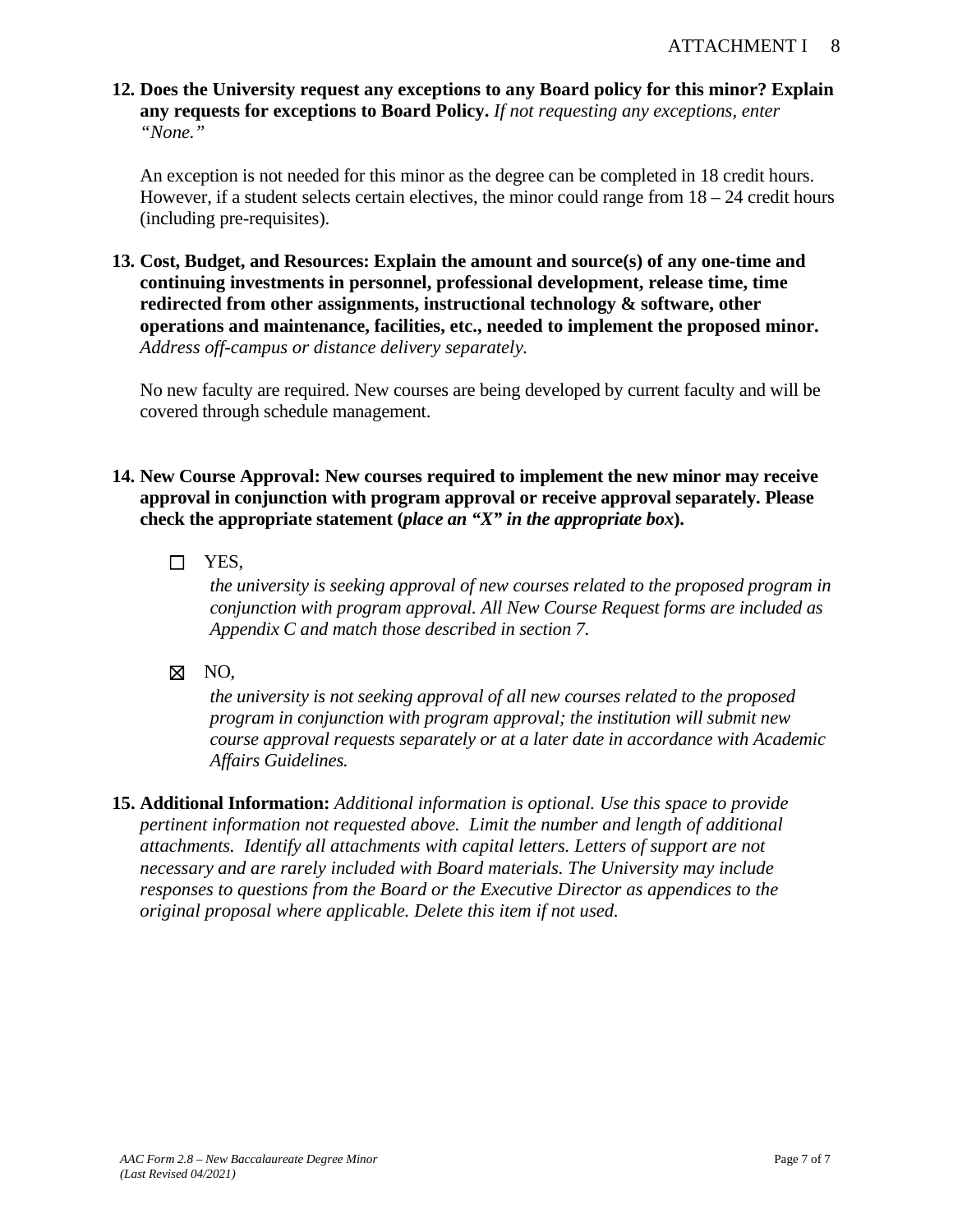**12. Does the University request any exceptions to any Board policy for this minor? Explain any requests for exceptions to Board Policy.** *If not requesting any exceptions, enter "None."*

An exception is not needed for this minor as the degree can be completed in 18 credit hours. However, if a student selects certain electives, the minor could range from 18 – 24 credit hours (including pre-requisites).

**13. Cost, Budget, and Resources: Explain the amount and source(s) of any one-time and continuing investments in personnel, professional development, release time, time redirected from other assignments, instructional technology & software, other operations and maintenance, facilities, etc., needed to implement the proposed minor.** *Address off-campus or distance delivery separately.*

No new faculty are required. New courses are being developed by current faculty and will be covered through schedule management.

**14. New Course Approval: New courses required to implement the new minor may receive approval in conjunction with program approval or receive approval separately. Please check the appropriate statement (*place an "X" in the appropriate box*).**

☐ YES,

*the university is seeking approval of new courses related to the proposed program in conjunction with program approval. All New Course Request forms are included as Appendix C and match those described in section 7.*

☒ NO,

*the university is not seeking approval of all new courses related to the proposed program in conjunction with program approval; the institution will submit new course approval requests separately or at a later date in accordance with Academic Affairs Guidelines.*

**15. Additional Information:** *Additional information is optional. Use this space to provide pertinent information not requested above. Limit the number and length of additional attachments. Identify all attachments with capital letters. Letters of support are not necessary and are rarely included with Board materials. The University may include responses to questions from the Board or the Executive Director as appendices to the original proposal where applicable. Delete this item if not used.*